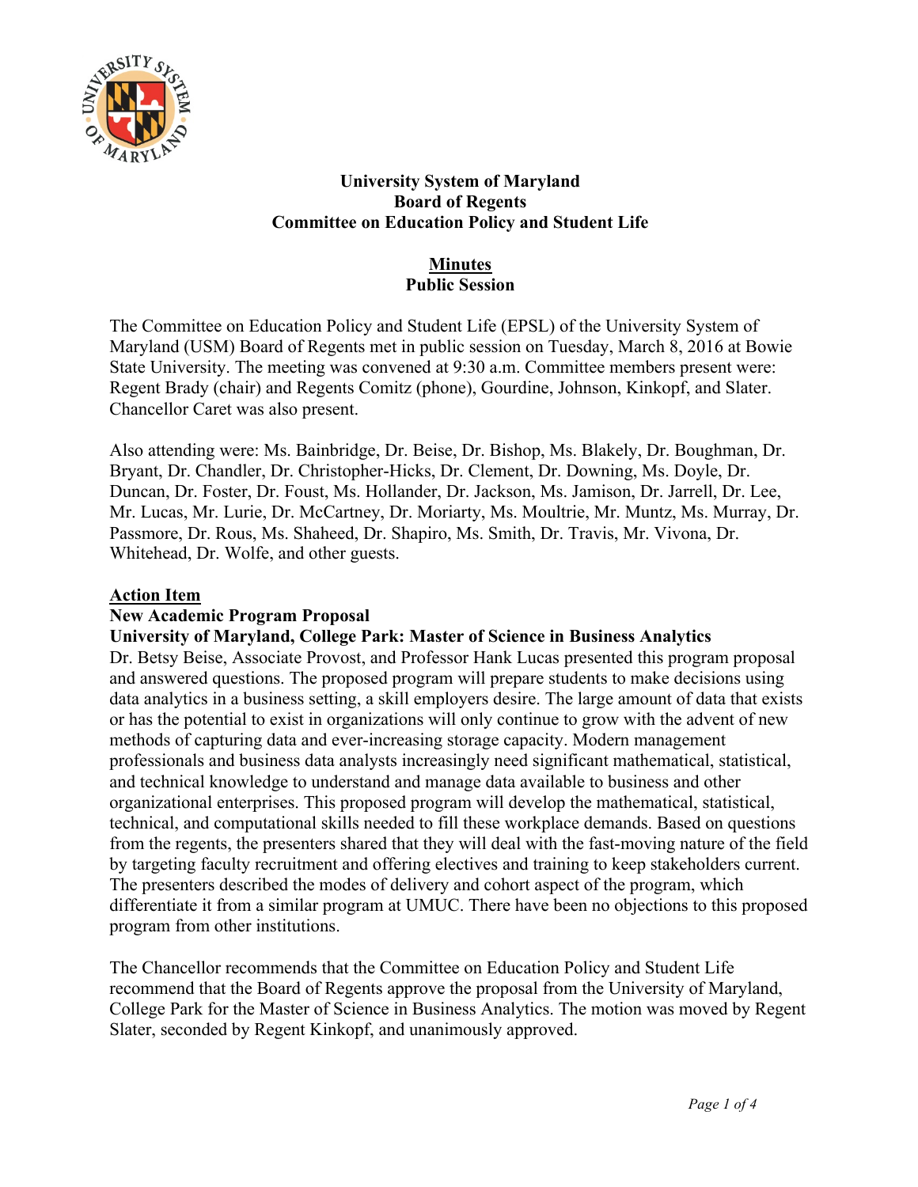**University System of Maryland**
**Board of Regents**
**Committee on Education Policy and Student Life**

**Minutes**
**Public Session**

The Committee on Education Policy and Student Life (EPSL) of the University System of Maryland (USM) Board of Regents met in public session on Tuesday, March 8, 2016 at Bowie State University. The meeting was convened at 9:30 a.m. Committee members present were: Regent Brady (chair) and Regents Comitz (phone), Gourdine, Johnson, Kinkopf, and Slater. Chancellor Caret was also present.

Also attending were: Ms. Bainbridge, Dr. Beise, Dr. Bishop, Ms. Blakely, Dr. Boughman, Dr. Bryant, Dr. Chandler, Dr. Christopher-Hicks, Dr. Clement, Dr. Downing, Ms. Doyle, Dr. Duncan, Dr. Foster, Dr. Foust, Ms. Hollander, Dr. Jackson, Ms. Jamison, Dr. Jarrell, Dr. Lee, Mr. Lucas, Mr. Lurie, Dr. McCartney, Dr. Moriarty, Ms. Moultrie, Mr. Muntz, Ms. Murray, Dr. Passmore, Dr. Rous, Ms. Shaheed, Dr. Shapiro, Ms. Smith, Dr. Travis, Mr. Vivona, Dr. Whitehead, Dr. Wolfe, and other guests.

## Action Item

### New Academic Program Proposal

### University of Maryland, College Park: Master of Science in Business Analytics

Dr. Betsy Beise, Associate Provost, and Professor Hank Lucas presented this program proposal and answered questions. The proposed program will prepare students to make decisions using data analytics in a business setting, a skill employers desire. The large amount of data that exists or has the potential to exist in organizations will only continue to grow with the advent of new methods of capturing data and ever-increasing storage capacity. Modern management professionals and business data analysts increasingly need significant mathematical, statistical, and technical knowledge to understand and manage data available to business and other organizational enterprises. This proposed program will develop the mathematical, statistical, technical, and computational skills needed to fill these workplace demands. Based on questions from the regents, the presenters shared that they will deal with the fast-moving nature of the field by targeting faculty recruitment and offering electives and training to keep stakeholders current. The presenters described the modes of delivery and cohort aspect of the program, which differentiate it from a similar program at UMUC. There have been no objections to this proposed program from other institutions.

The Chancellor recommends that the Committee on Education Policy and Student Life recommend that the Board of Regents approve the proposal from the University of Maryland, College Park for the Master of Science in Business Analytics. The motion was moved by Regent Slater, seconded by Regent Kinkopf, and unanimously approved.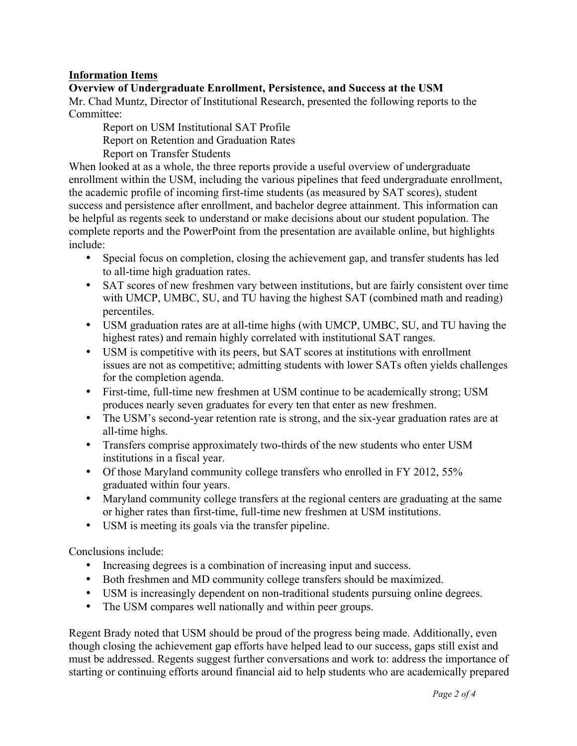**Information Items**

**Overview of Undergraduate Enrollment, Persistence, and Success at the USM**

Mr. Chad Muntz, Director of Institutional Research, presented the following reports to the Committee:

Report on USM Institutional SAT Profile
Report on Retention and Graduation Rates
Report on Transfer Students

When looked at as a whole, the three reports provide a useful overview of undergraduate enrollment within the USM, including the various pipelines that feed undergraduate enrollment, the academic profile of incoming first-time students (as measured by SAT scores), student success and persistence after enrollment, and bachelor degree attainment. This information can be helpful as regents seek to understand or make decisions about our student population. The complete reports and the PowerPoint from the presentation are available online, but highlights include:

- Special focus on completion, closing the achievement gap, and transfer students has led to all-time high graduation rates.
- SAT scores of new freshmen vary between institutions, but are fairly consistent over time with UMCP, UMBC, SU, and TU having the highest SAT (combined math and reading) percentiles.
- USM graduation rates are at all-time highs (with UMCP, UMBC, SU, and TU having the highest rates) and remain highly correlated with institutional SAT ranges.
- USM is competitive with its peers, but SAT scores at institutions with enrollment issues are not as competitive; admitting students with lower SATs often yields challenges for the completion agenda.
- First-time, full-time new freshmen at USM continue to be academically strong; USM produces nearly seven graduates for every ten that enter as new freshmen.
- The USM's second-year retention rate is strong, and the six-year graduation rates are at all-time highs.
- Transfers comprise approximately two-thirds of the new students who enter USM institutions in a fiscal year.
- Of those Maryland community college transfers who enrolled in FY 2012, 55% graduated within four years.
- Maryland community college transfers at the regional centers are graduating at the same or higher rates than first-time, full-time new freshmen at USM institutions.
- USM is meeting its goals via the transfer pipeline.

Conclusions include:

- Increasing degrees is a combination of increasing input and success.
- Both freshmen and MD community college transfers should be maximized.
- USM is increasingly dependent on non-traditional students pursuing online degrees.
- The USM compares well nationally and within peer groups.

Regent Brady noted that USM should be proud of the progress being made. Additionally, even though closing the achievement gap efforts have helped lead to our success, gaps still exist and must be addressed. Regents suggest further conversations and work to: address the importance of starting or continuing efforts around financial aid to help students who are academically prepared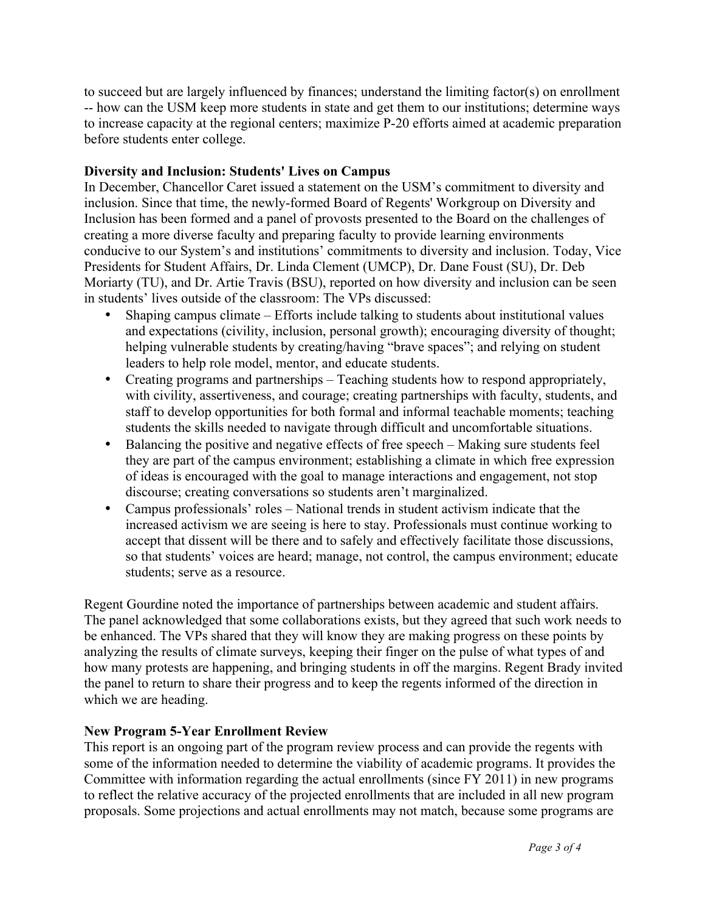to succeed but are largely influenced by finances; understand the limiting factor(s) on enrollment -- how can the USM keep more students in state and get them to our institutions; determine ways to increase capacity at the regional centers; maximize P-20 efforts aimed at academic preparation before students enter college.

**Diversity and Inclusion: Students' Lives on Campus**

In December, Chancellor Caret issued a statement on the USM's commitment to diversity and inclusion. Since that time, the newly-formed Board of Regents' Workgroup on Diversity and Inclusion has been formed and a panel of provosts presented to the Board on the challenges of creating a more diverse faculty and preparing faculty to provide learning environments conducive to our System's and institutions' commitments to diversity and inclusion. Today, Vice Presidents for Student Affairs, Dr. Linda Clement (UMCP), Dr. Dane Foust (SU), Dr. Deb Moriarty (TU), and Dr. Artie Travis (BSU), reported on how diversity and inclusion can be seen in students' lives outside of the classroom: The VPs discussed:

- Shaping campus climate – Efforts include talking to students about institutional values and expectations (civility, inclusion, personal growth); encouraging diversity of thought; helping vulnerable students by creating/having "brave spaces"; and relying on student leaders to help role model, mentor, and educate students.
- Creating programs and partnerships – Teaching students how to respond appropriately, with civility, assertiveness, and courage; creating partnerships with faculty, students, and staff to develop opportunities for both formal and informal teachable moments; teaching students the skills needed to navigate through difficult and uncomfortable situations.
- Balancing the positive and negative effects of free speech – Making sure students feel they are part of the campus environment; establishing a climate in which free expression of ideas is encouraged with the goal to manage interactions and engagement, not stop discourse; creating conversations so students aren't marginalized.
- Campus professionals' roles – National trends in student activism indicate that the increased activism we are seeing is here to stay. Professionals must continue working to accept that dissent will be there and to safely and effectively facilitate those discussions, so that students' voices are heard; manage, not control, the campus environment; educate students; serve as a resource.

Regent Gourdine noted the importance of partnerships between academic and student affairs. The panel acknowledged that some collaborations exists, but they agreed that such work needs to be enhanced. The VPs shared that they will know they are making progress on these points by analyzing the results of climate surveys, keeping their finger on the pulse of what types of and how many protests are happening, and bringing students in off the margins. Regent Brady invited the panel to return to share their progress and to keep the regents informed of the direction in which we are heading.

**New Program 5-Year Enrollment Review**

This report is an ongoing part of the program review process and can provide the regents with some of the information needed to determine the viability of academic programs. It provides the Committee with information regarding the actual enrollments (since FY 2011) in new programs to reflect the relative accuracy of the projected enrollments that are included in all new program proposals. Some projections and actual enrollments may not match, because some programs are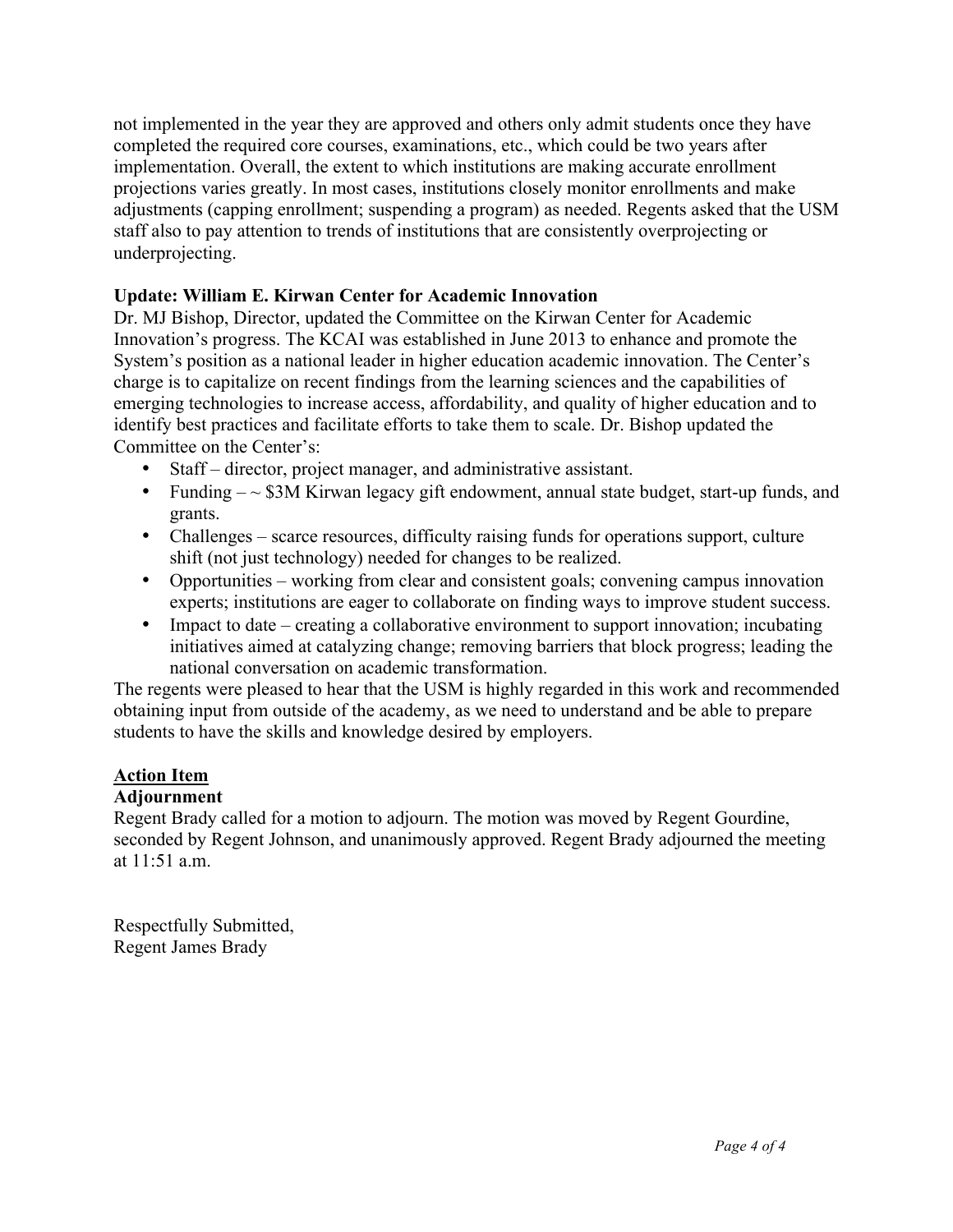not implemented in the year they are approved and others only admit students once they have completed the required core courses, examinations, etc., which could be two years after implementation. Overall, the extent to which institutions are making accurate enrollment projections varies greatly. In most cases, institutions closely monitor enrollments and make adjustments (capping enrollment; suspending a program) as needed. Regents asked that the USM staff also to pay attention to trends of institutions that are consistently overprojecting or underprojecting.

**Update: William E. Kirwan Center for Academic Innovation**

Dr. MJ Bishop, Director, updated the Committee on the Kirwan Center for Academic Innovation's progress. The KCAI was established in June 2013 to enhance and promote the System's position as a national leader in higher education academic innovation. The Center's charge is to capitalize on recent findings from the learning sciences and the capabilities of emerging technologies to increase access, affordability, and quality of higher education and to identify best practices and facilitate efforts to take them to scale. Dr. Bishop updated the Committee on the Center's:

- Staff – director, project manager, and administrative assistant.
- Funding – ~ $3M Kirwan legacy gift endowment, annual state budget, start-up funds, and grants.
- Challenges – scarce resources, difficulty raising funds for operations support, culture shift (not just technology) needed for changes to be realized.
- Opportunities – working from clear and consistent goals; convening campus innovation experts; institutions are eager to collaborate on finding ways to improve student success.
- Impact to date – creating a collaborative environment to support innovation; incubating initiatives aimed at catalyzing change; removing barriers that block progress; leading the national conversation on academic transformation.

The regents were pleased to hear that the USM is highly regarded in this work and recommended obtaining input from outside of the academy, as we need to understand and be able to prepare students to have the skills and knowledge desired by employers.

**Action Item**

**Adjournment**

Regent Brady called for a motion to adjourn. The motion was moved by Regent Gourdine, seconded by Regent Johnson, and unanimously approved. Regent Brady adjourned the meeting at 11:51 a.m.

Respectfully Submitted,
Regent James Brady